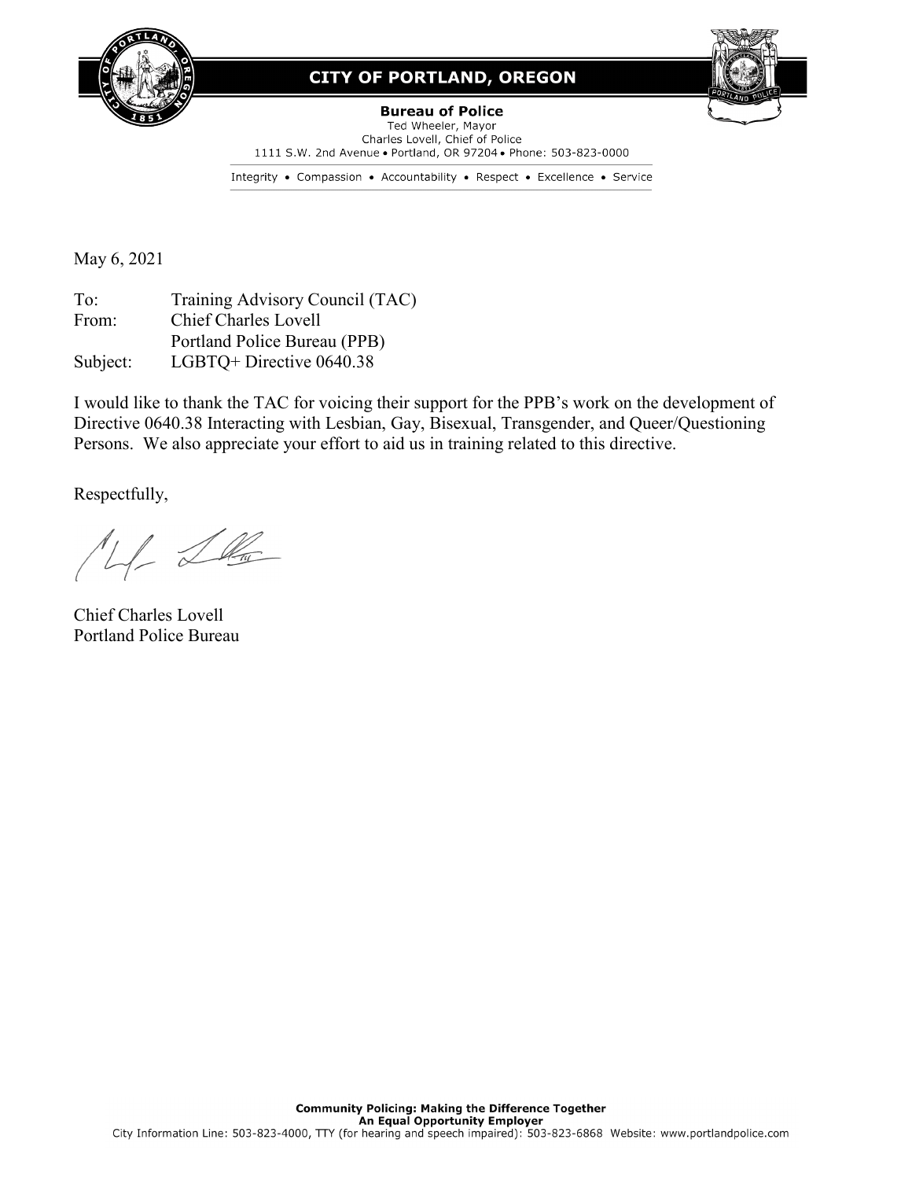# CITY OF PORTLAND, OREGON

**Bureau of Police**
Ted Wheeler, Mayor
Charles Lovell, Chief of Police
1111 S.W. 2nd Avenue • Portland, OR 97204 • Phone: 503-823-0000

Integrity • Compassion • Accountability • Respect • Excellence • Service

May 6, 2021

| | |
|---|---|
| To: | Training Advisory Council (TAC) |
| From: | Chief Charles Lovell<br>Portland Police Bureau (PPB) |
| Subject: | LGBTQ+ Directive 0640.38 |

I would like to thank the TAC for voicing their support for the PPB's work on the development of Directive 0640.38 Interacting with Lesbian, Gay, Bisexual, Transgender, and Queer/Questioning Persons. We also appreciate your effort to aid us in training related to this directive.

Respectfully,

Chief Charles Lovell
Portland Police Bureau

**Community Policing: Making the Difference Together**
**An Equal Opportunity Employer**
City Information Line: 503-823-4000, TTY (for hearing and speech impaired): 503-823-6868 Website: www.portlandpolice.com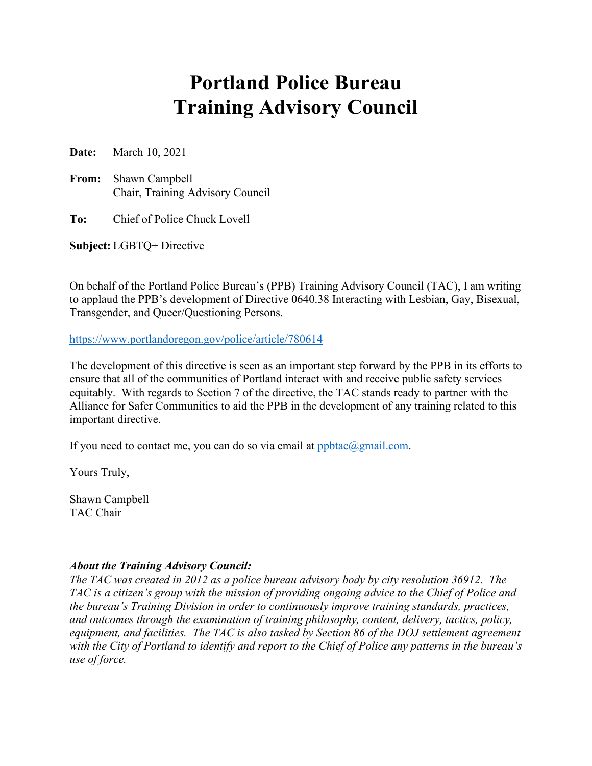# Portland Police Bureau
# Training Advisory Council

**Date:** March 10, 2021

**From:** Shawn Campbell
Chair, Training Advisory Council

**To:** Chief of Police Chuck Lovell

**Subject:** LGBTQ+ Directive

On behalf of the Portland Police Bureau's (PPB) Training Advisory Council (TAC), I am writing to applaud the PPB's development of Directive 0640.38 Interacting with Lesbian, Gay, Bisexual, Transgender, and Queer/Questioning Persons.

https://www.portlandoregon.gov/police/article/780614

The development of this directive is seen as an important step forward by the PPB in its efforts to ensure that all of the communities of Portland interact with and receive public safety services equitably. With regards to Section 7 of the directive, the TAC stands ready to partner with the Alliance for Safer Communities to aid the PPB in the development of any training related to this important directive.

If you need to contact me, you can do so via email at ppbtac@gmail.com.

Yours Truly,

Shawn Campbell
TAC Chair

***About the Training Advisory Council:***
*The TAC was created in 2012 as a police bureau advisory body by city resolution 36912. The TAC is a citizen's group with the mission of providing ongoing advice to the Chief of Police and the bureau's Training Division in order to continuously improve training standards, practices, and outcomes through the examination of training philosophy, content, delivery, tactics, policy, equipment, and facilities. The TAC is also tasked by Section 86 of the DOJ settlement agreement with the City of Portland to identify and report to the Chief of Police any patterns in the bureau's use of force.*